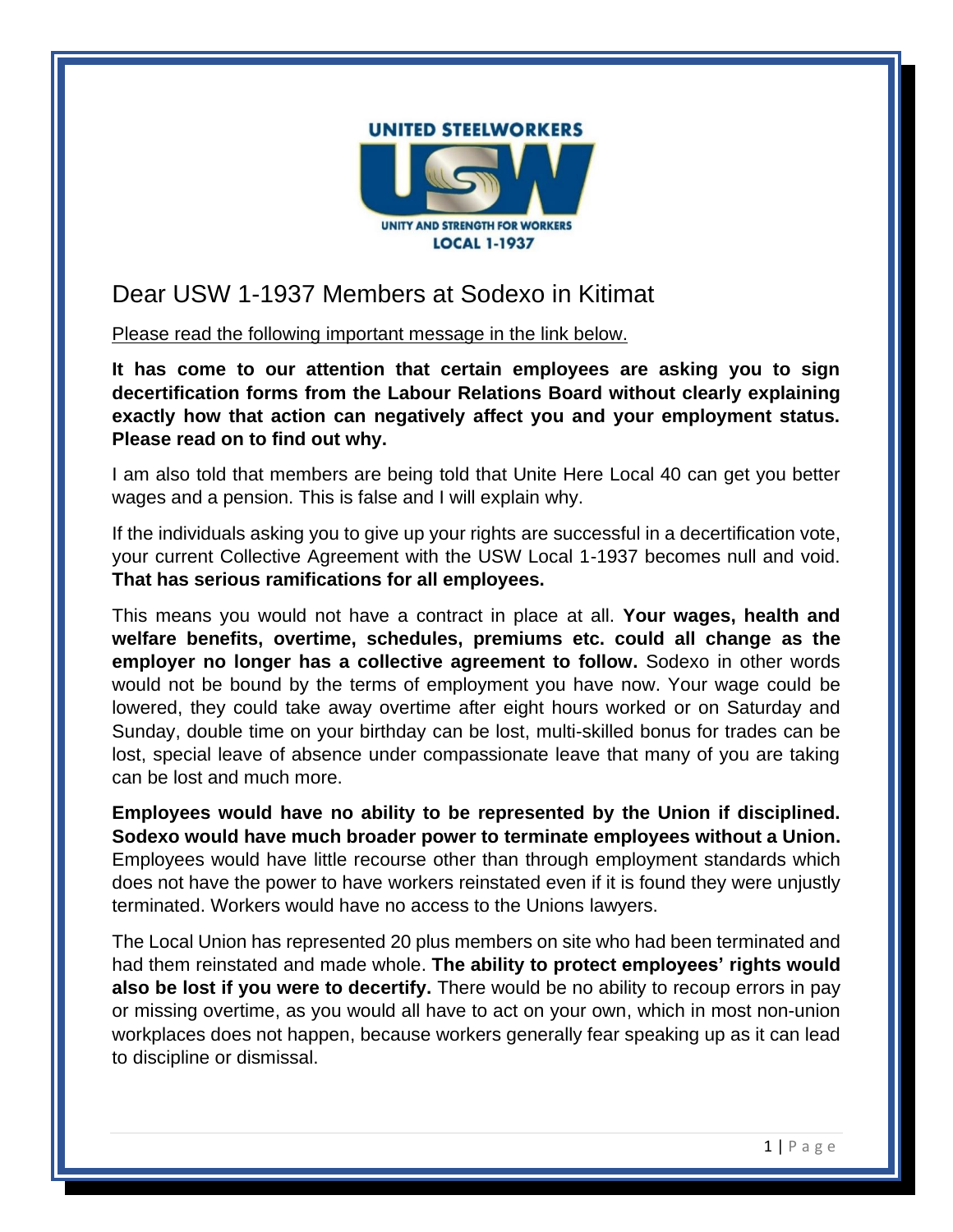UNITED STEELWORKERS

USW

UNITY AND STRENGTH FOR WORKERS

LOCAL 1-1937

# Dear USW 1-1937 Members at Sodexo in Kitimat

Please read the following important message in the link below.

**It has come to our attention that certain employees are asking you to sign decertification forms from the Labour Relations Board without clearly explaining exactly how that action can negatively affect you and your employment status. Please read on to find out why.**

I am also told that members are being told that Unite Here Local 40 can get you better wages and a pension. This is false and I will explain why.

If the individuals asking you to give up your rights are successful in a decertification vote, your current Collective Agreement with the USW Local 1-1937 becomes null and void. **That has serious ramifications for all employees.**

This means you would not have a contract in place at all. **Your wages, health and welfare benefits, overtime, schedules, premiums etc. could all change as the employer no longer has a collective agreement to follow.** Sodexo in other words would not be bound by the terms of employment you have now. Your wage could be lowered, they could take away overtime after eight hours worked or on Saturday and Sunday, double time on your birthday can be lost, multi-skilled bonus for trades can be lost, special leave of absence under compassionate leave that many of you are taking can be lost and much more.

**Employees would have no ability to be represented by the Union if disciplined. Sodexo would have much broader power to terminate employees without a Union.** Employees would have little recourse other than through employment standards which does not have the power to have workers reinstated even if it is found they were unjustly terminated. Workers would have no access to the Unions lawyers.

The Local Union has represented 20 plus members on site who had been terminated and had them reinstated and made whole. **The ability to protect employees' rights would also be lost if you were to decertify.** There would be no ability to recoup errors in pay or missing overtime, as you would all have to act on your own, which in most non-union workplaces does not happen, because workers generally fear speaking up as it can lead to discipline or dismissal.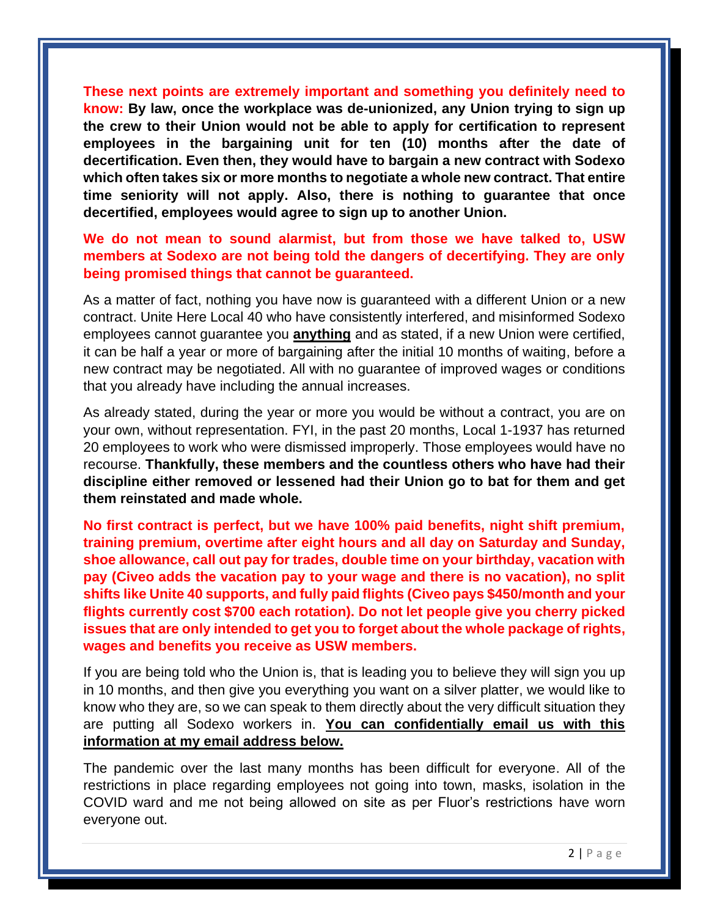**These next points are extremely important and something you definitely need to know: By law, once the workplace was de-unionized, any Union trying to sign up the crew to their Union would not be able to apply for certification to represent employees in the bargaining unit for ten (10) months after the date of decertification. Even then, they would have to bargain a new contract with Sodexo which often takes six or more months to negotiate a whole new contract. That entire time seniority will not apply. Also, there is nothing to guarantee that once decertified, employees would agree to sign up to another Union.**

**We do not mean to sound alarmist, but from those we have talked to, USW members at Sodexo are not being told the dangers of decertifying. They are only being promised things that cannot be guaranteed.**

As a matter of fact, nothing you have now is guaranteed with a different Union or a new contract. Unite Here Local 40 who have consistently interfered, and misinformed Sodexo employees cannot guarantee you **anything** and as stated, if a new Union were certified, it can be half a year or more of bargaining after the initial 10 months of waiting, before a new contract may be negotiated. All with no guarantee of improved wages or conditions that you already have including the annual increases.

As already stated, during the year or more you would be without a contract, you are on your own, without representation. FYI, in the past 20 months, Local 1-1937 has returned 20 employees to work who were dismissed improperly. Those employees would have no recourse. **Thankfully, these members and the countless others who have had their discipline either removed or lessened had their Union go to bat for them and get them reinstated and made whole.**

**No first contract is perfect, but we have 100% paid benefits, night shift premium, training premium, overtime after eight hours and all day on Saturday and Sunday, shoe allowance, call out pay for trades, double time on your birthday, vacation with pay (Civeo adds the vacation pay to your wage and there is no vacation), no split shifts like Unite 40 supports, and fully paid flights (Civeo pays $450/month and your flights currently cost $700 each rotation). Do not let people give you cherry picked issues that are only intended to get you to forget about the whole package of rights, wages and benefits you receive as USW members.**

If you are being told who the Union is, that is leading you to believe they will sign you up in 10 months, and then give you everything you want on a silver platter, we would like to know who they are, so we can speak to them directly about the very difficult situation they are putting all Sodexo workers in. **You can confidentially email us with this information at my email address below.**

The pandemic over the last many months has been difficult for everyone. All of the restrictions in place regarding employees not going into town, masks, isolation in the COVID ward and me not being allowed on site as per Fluor's restrictions have worn everyone out.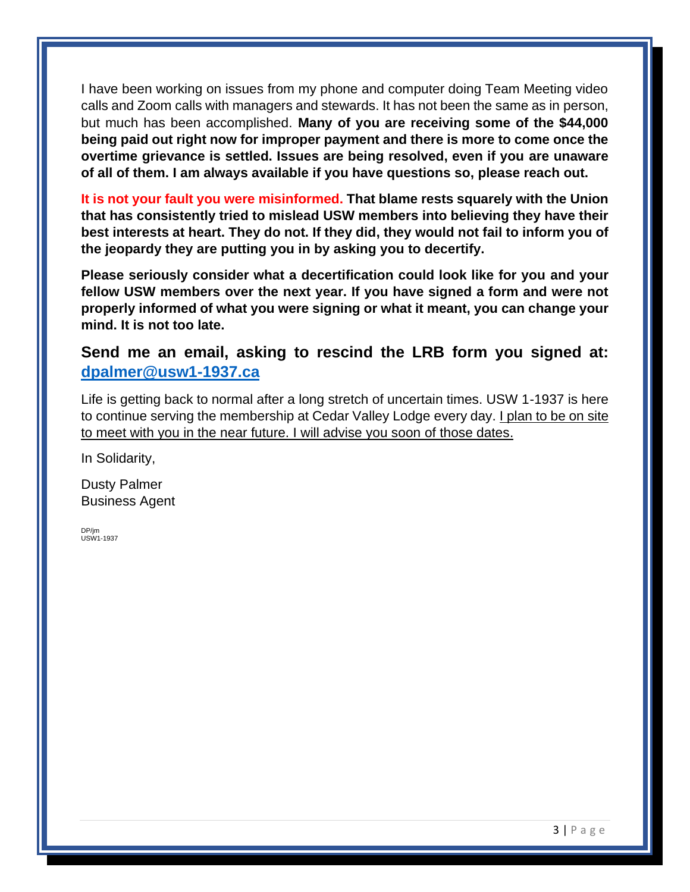I have been working on issues from my phone and computer doing Team Meeting video calls and Zoom calls with managers and stewards. It has not been the same as in person, but much has been accomplished. **Many of you are receiving some of the $44,000 being paid out right now for improper payment and there is more to come once the overtime grievance is settled. Issues are being resolved, even if you are unaware of all of them. I am always available if you have questions so, please reach out.**

**It is not your fault you were misinformed. That blame rests squarely with the Union that has consistently tried to mislead USW members into believing they have their best interests at heart. They do not. If they did, they would not fail to inform you of the jeopardy they are putting you in by asking you to decertify.**

**Please seriously consider what a decertification could look like for you and your fellow USW members over the next year. If you have signed a form and were not properly informed of what you were signing or what it meant, you can change your mind. It is not too late.**

### Send me an email, asking to rescind the LRB form you signed at: dpalmer@usw1-1937.ca

Life is getting back to normal after a long stretch of uncertain times. USW 1-1937 is here to continue serving the membership at Cedar Valley Lodge every day. I plan to be on site to meet with you in the near future. I will advise you soon of those dates.

In Solidarity,

Dusty Palmer
Business Agent

DP/jm
USW1-1937